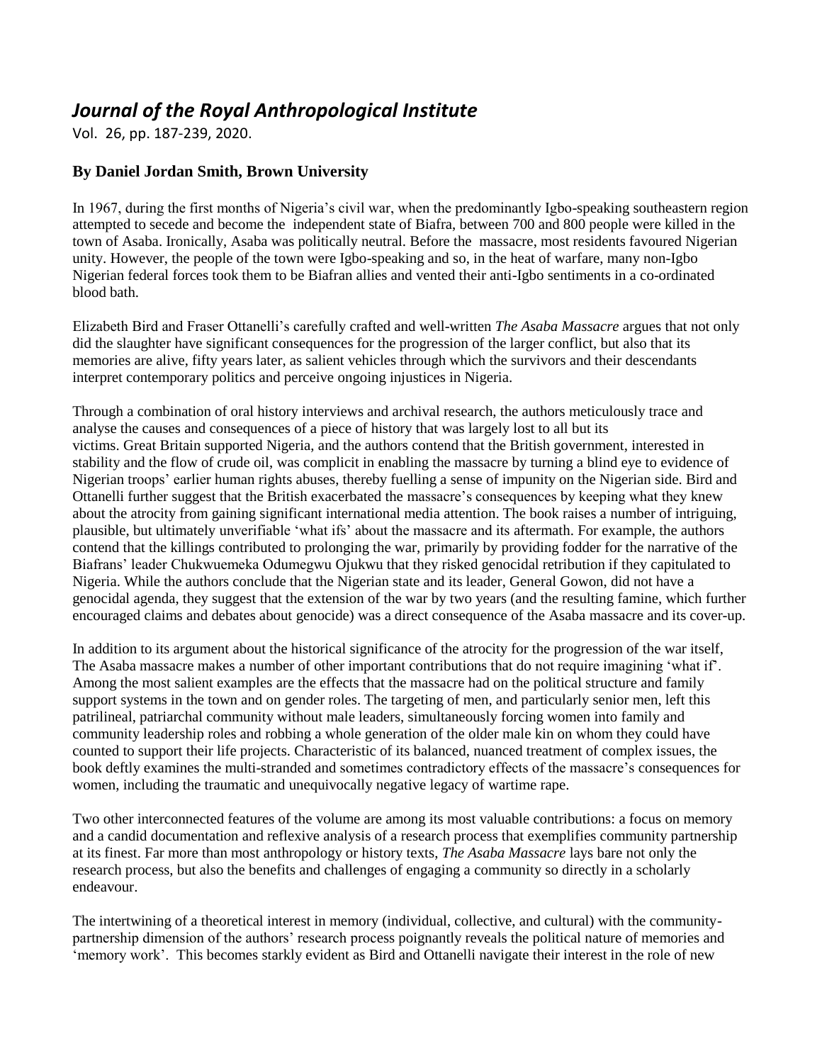# *Journal of the Royal Anthropological Institute*

Vol. 26, pp. 187-239, 2020.

**By Daniel Jordan Smith, Brown University**

In 1967, during the first months of Nigeria's civil war, when the predominantly Igbo-speaking southeastern region attempted to secede and become the independent state of Biafra, between 700 and 800 people were killed in the town of Asaba. Ironically, Asaba was politically neutral. Before the massacre, most residents favoured Nigerian unity. However, the people of the town were Igbo-speaking and so, in the heat of warfare, many non-Igbo Nigerian federal forces took them to be Biafran allies and vented their anti-Igbo sentiments in a co-ordinated blood bath.

Elizabeth Bird and Fraser Ottanelli's carefully crafted and well-written *The Asaba Massacre* argues that not only did the slaughter have significant consequences for the progression of the larger conflict, but also that its memories are alive, fifty years later, as salient vehicles through which the survivors and their descendants interpret contemporary politics and perceive ongoing injustices in Nigeria.

Through a combination of oral history interviews and archival research, the authors meticulously trace and analyse the causes and consequences of a piece of history that was largely lost to all but its victims. Great Britain supported Nigeria, and the authors contend that the British government, interested in stability and the flow of crude oil, was complicit in enabling the massacre by turning a blind eye to evidence of Nigerian troops' earlier human rights abuses, thereby fuelling a sense of impunity on the Nigerian side. Bird and Ottanelli further suggest that the British exacerbated the massacre's consequences by keeping what they knew about the atrocity from gaining significant international media attention. The book raises a number of intriguing, plausible, but ultimately unverifiable 'what ifs' about the massacre and its aftermath. For example, the authors contend that the killings contributed to prolonging the war, primarily by providing fodder for the narrative of the Biafrans' leader Chukwuemeka Odumegwu Ojukwu that they risked genocidal retribution if they capitulated to Nigeria. While the authors conclude that the Nigerian state and its leader, General Gowon, did not have a genocidal agenda, they suggest that the extension of the war by two years (and the resulting famine, which further encouraged claims and debates about genocide) was a direct consequence of the Asaba massacre and its cover-up.

In addition to its argument about the historical significance of the atrocity for the progression of the war itself, The Asaba massacre makes a number of other important contributions that do not require imagining 'what if'. Among the most salient examples are the effects that the massacre had on the political structure and family support systems in the town and on gender roles. The targeting of men, and particularly senior men, left this patrilineal, patriarchal community without male leaders, simultaneously forcing women into family and community leadership roles and robbing a whole generation of the older male kin on whom they could have counted to support their life projects. Characteristic of its balanced, nuanced treatment of complex issues, the book deftly examines the multi-stranded and sometimes contradictory effects of the massacre's consequences for women, including the traumatic and unequivocally negative legacy of wartime rape.

Two other interconnected features of the volume are among its most valuable contributions: a focus on memory and a candid documentation and reflexive analysis of a research process that exemplifies community partnership at its finest. Far more than most anthropology or history texts, *The Asaba Massacre* lays bare not only the research process, but also the benefits and challenges of engaging a community so directly in a scholarly endeavour.

The intertwining of a theoretical interest in memory (individual, collective, and cultural) with the community-partnership dimension of the authors' research process poignantly reveals the political nature of memories and 'memory work'. This becomes starkly evident as Bird and Ottanelli navigate their interest in the role of new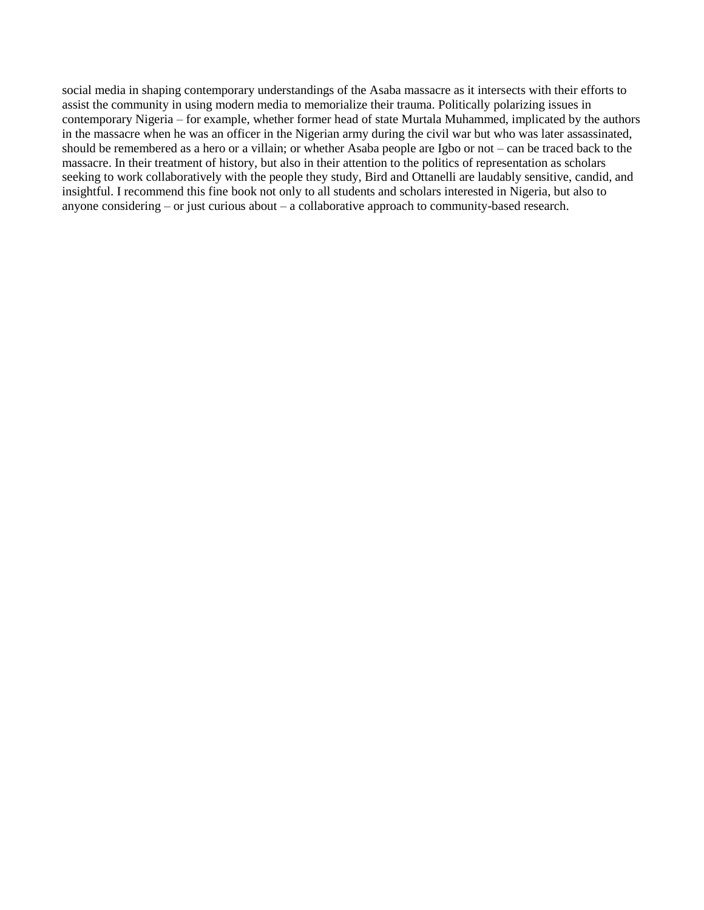social media in shaping contemporary understandings of the Asaba massacre as it intersects with their efforts to assist the community in using modern media to memorialize their trauma. Politically polarizing issues in contemporary Nigeria – for example, whether former head of state Murtala Muhammed, implicated by the authors in the massacre when he was an officer in the Nigerian army during the civil war but who was later assassinated, should be remembered as a hero or a villain; or whether Asaba people are Igbo or not – can be traced back to the massacre. In their treatment of history, but also in their attention to the politics of representation as scholars seeking to work collaboratively with the people they study, Bird and Ottanelli are laudably sensitive, candid, and insightful. I recommend this fine book not only to all students and scholars interested in Nigeria, but also to anyone considering – or just curious about – a collaborative approach to community-based research.